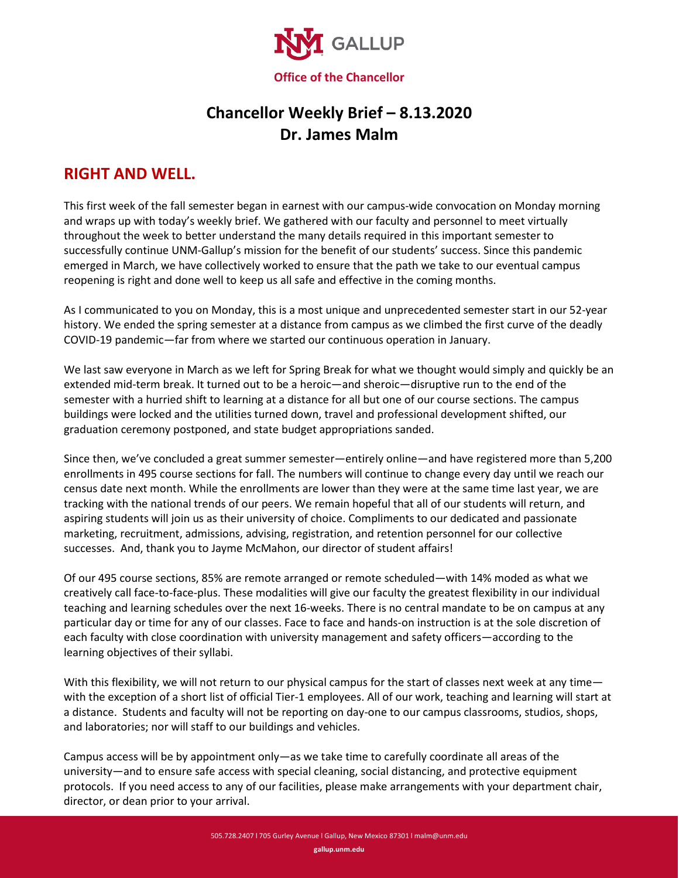GALLUP

**Office of the Chancellor**

# Chancellor Weekly Brief – 8.13.2020
# Dr. James Malm

## RIGHT AND WELL.

This first week of the fall semester began in earnest with our campus-wide convocation on Monday morning and wraps up with today's weekly brief. We gathered with our faculty and personnel to meet virtually throughout the week to better understand the many details required in this important semester to successfully continue UNM-Gallup's mission for the benefit of our students' success. Since this pandemic emerged in March, we have collectively worked to ensure that the path we take to our eventual campus reopening is right and done well to keep us all safe and effective in the coming months.

As I communicated to you on Monday, this is a most unique and unprecedented semester start in our 52-year history. We ended the spring semester at a distance from campus as we climbed the first curve of the deadly COVID-19 pandemic—far from where we started our continuous operation in January.

We last saw everyone in March as we left for Spring Break for what we thought would simply and quickly be an extended mid-term break. It turned out to be a heroic—and sheroic—disruptive run to the end of the semester with a hurried shift to learning at a distance for all but one of our course sections. The campus buildings were locked and the utilities turned down, travel and professional development shifted, our graduation ceremony postponed, and state budget appropriations sanded.

Since then, we've concluded a great summer semester—entirely online—and have registered more than 5,200 enrollments in 495 course sections for fall. The numbers will continue to change every day until we reach our census date next month. While the enrollments are lower than they were at the same time last year, we are tracking with the national trends of our peers. We remain hopeful that all of our students will return, and aspiring students will join us as their university of choice. Compliments to our dedicated and passionate marketing, recruitment, admissions, advising, registration, and retention personnel for our collective successes. And, thank you to Jayme McMahon, our director of student affairs!

Of our 495 course sections, 85% are remote arranged or remote scheduled—with 14% moded as what we creatively call face-to-face-plus. These modalities will give our faculty the greatest flexibility in our individual teaching and learning schedules over the next 16-weeks. There is no central mandate to be on campus at any particular day or time for any of our classes. Face to face and hands-on instruction is at the sole discretion of each faculty with close coordination with university management and safety officers—according to the learning objectives of their syllabi.

With this flexibility, we will not return to our physical campus for the start of classes next week at any time—with the exception of a short list of official Tier-1 employees. All of our work, teaching and learning will start at a distance. Students and faculty will not be reporting on day-one to our campus classrooms, studios, shops, and laboratories; nor will staff to our buildings and vehicles.

Campus access will be by appointment only—as we take time to carefully coordinate all areas of the university—and to ensure safe access with special cleaning, social distancing, and protective equipment protocols. If you need access to any of our facilities, please make arrangements with your department chair, director, or dean prior to your arrival.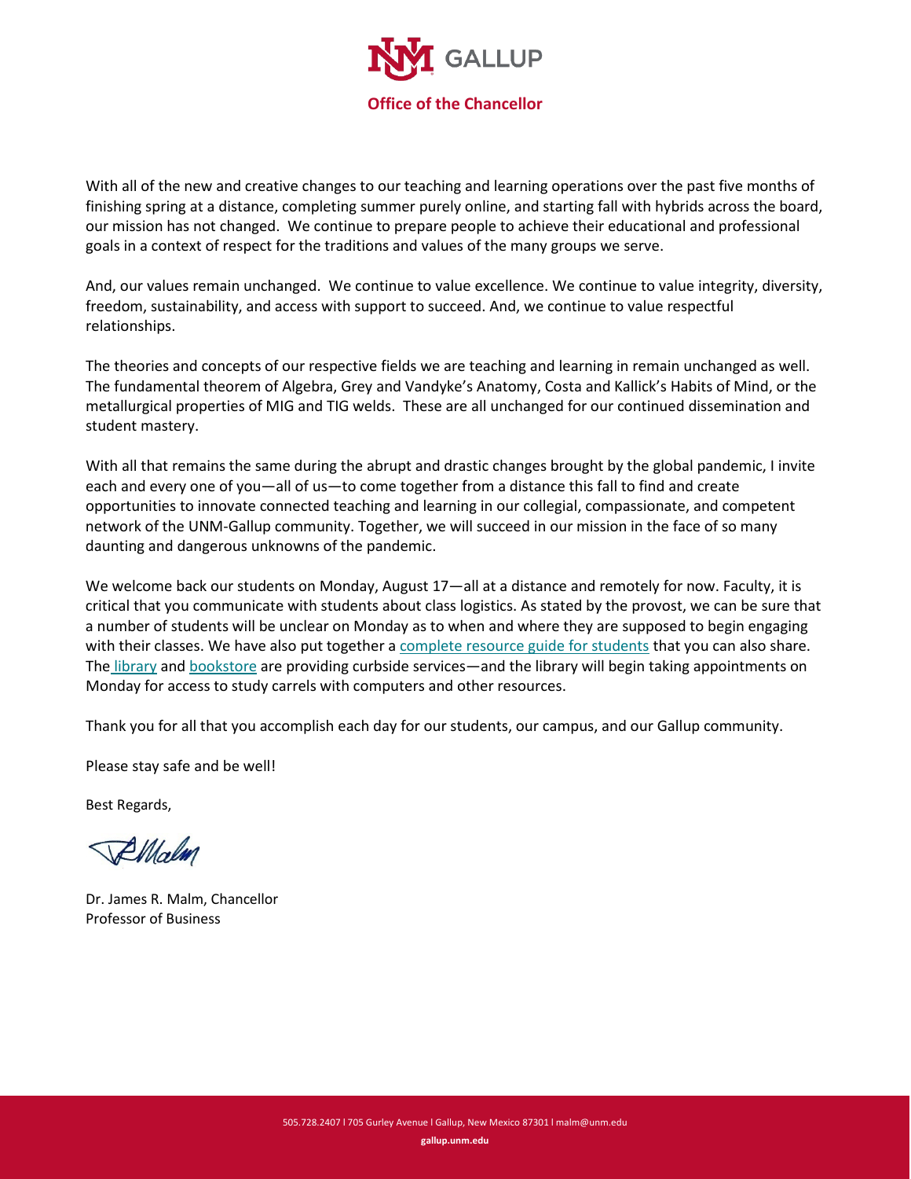**Office of the Chancellor**

With all of the new and creative changes to our teaching and learning operations over the past five months of finishing spring at a distance, completing summer purely online, and starting fall with hybrids across the board, our mission has not changed. We continue to prepare people to achieve their educational and professional goals in a context of respect for the traditions and values of the many groups we serve.

And, our values remain unchanged. We continue to value excellence. We continue to value integrity, diversity, freedom, sustainability, and access with support to succeed. And, we continue to value respectful relationships.

The theories and concepts of our respective fields we are teaching and learning in remain unchanged as well. The fundamental theorem of Algebra, Grey and Vandyke's Anatomy, Costa and Kallick's Habits of Mind, or the metallurgical properties of MIG and TIG welds. These are all unchanged for our continued dissemination and student mastery.

With all that remains the same during the abrupt and drastic changes brought by the global pandemic, I invite each and every one of you—all of us—to come together from a distance this fall to find and create opportunities to innovate connected teaching and learning in our collegial, compassionate, and competent network of the UNM-Gallup community. Together, we will succeed in our mission in the face of so many daunting and dangerous unknowns of the pandemic.

We welcome back our students on Monday, August 17—all at a distance and remotely for now. Faculty, it is critical that you communicate with students about class logistics. As stated by the provost, we can be sure that a number of students will be unclear on Monday as to when and where they are supposed to begin engaging with their classes. We have also put together a complete resource guide for students that you can also share. The library and bookstore are providing curbside services—and the library will begin taking appointments on Monday for access to study carrels with computers and other resources.

Thank you for all that you accomplish each day for our students, our campus, and our Gallup community.

Please stay safe and be well!

Best Regards,

Dr. James R. Malm, Chancellor
Professor of Business

505.728.2407 l 705 Gurley Avenue l Gallup, New Mexico 87301 l malm@unm.edu
gallup.unm.edu